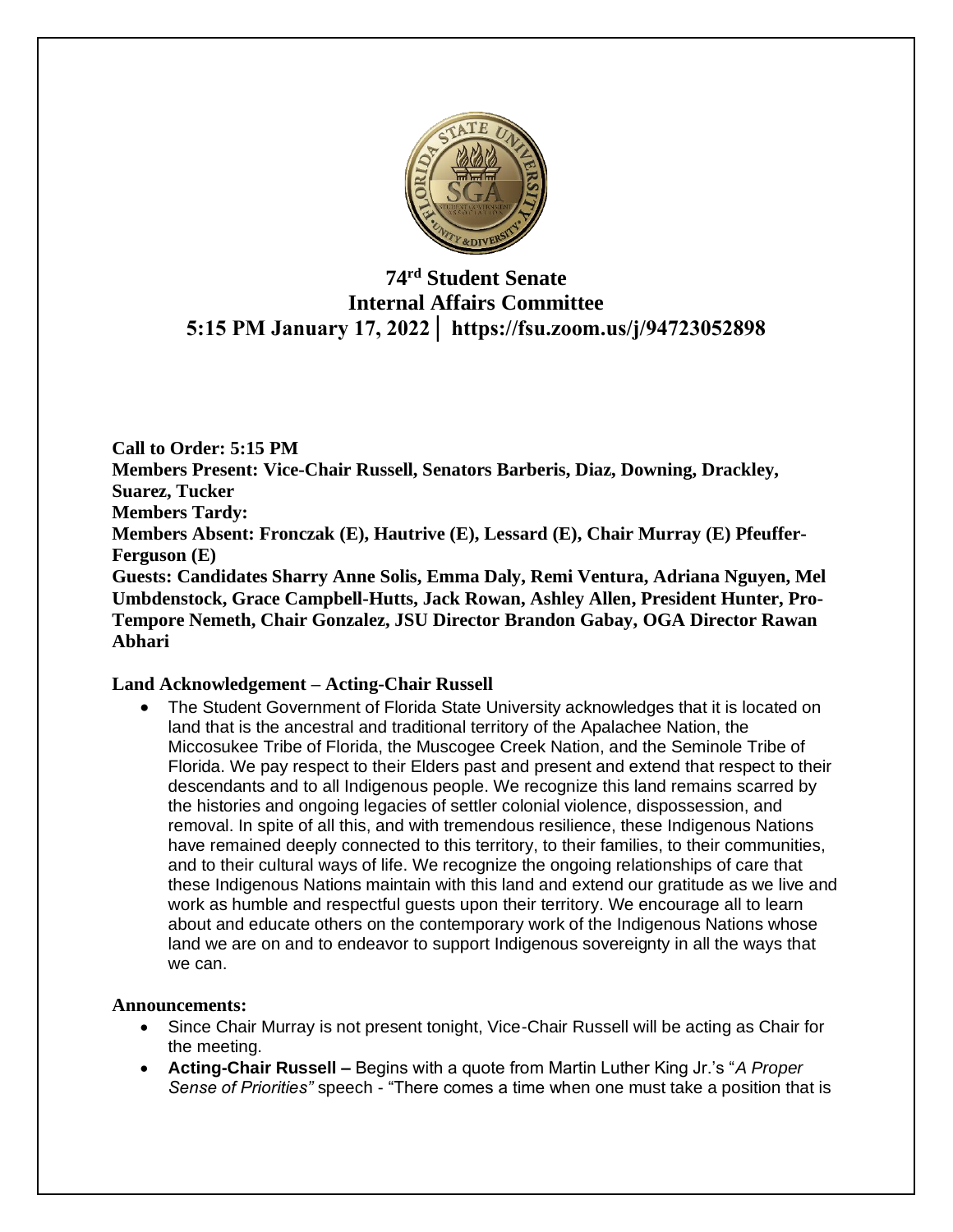# 74rd Student Senate
# Internal Affairs Committee
## 5:15 PM January 17, 2022 │ https://fsu.zoom.us/j/94723052898

**Call to Order: 5:15 PM**
**Members Present: Vice-Chair Russell, Senators Barberis, Diaz, Downing, Drackley, Suarez, Tucker**
**Members Tardy:**
**Members Absent: Fronczak (E), Hautrive (E), Lessard (E), Chair Murray (E) Pfeuffer-Ferguson (E)**
**Guests: Candidates Sharry Anne Solis, Emma Daly, Remi Ventura, Adriana Nguyen, Mel Umbdenstock, Grace Campbell-Hutts, Jack Rowan, Ashley Allen, President Hunter, Pro-Tempore Nemeth, Chair Gonzalez, JSU Director Brandon Gabay, OGA Director Rawan Abhari**

**Land Acknowledgement** – Acting-Chair Russell

- The Student Government of Florida State University acknowledges that it is located on land that is the ancestral and traditional territory of the Apalachee Nation, the Miccosukee Tribe of Florida, the Muscogee Creek Nation, and the Seminole Tribe of Florida. We pay respect to their Elders past and present and extend that respect to their descendants and to all Indigenous people. We recognize this land remains scarred by the histories and ongoing legacies of settler colonial violence, dispossession, and removal. In spite of all this, and with tremendous resilience, these Indigenous Nations have remained deeply connected to this territory, to their families, to their communities, and to their cultural ways of life. We recognize the ongoing relationships of care that these Indigenous Nations maintain with this land and extend our gratitude as we live and work as humble and respectful guests upon their territory. We encourage all to learn about and educate others on the contemporary work of the Indigenous Nations whose land we are on and to endeavor to support Indigenous sovereignty in all the ways that we can.

**Announcements:**

- Since Chair Murray is not present tonight, Vice-Chair Russell will be acting as Chair for the meeting.
- **Acting-Chair Russell –** Begins with a quote from Martin Luther King Jr.'s "*A Proper Sense of Priorities"* speech - "There comes a time when one must take a position that is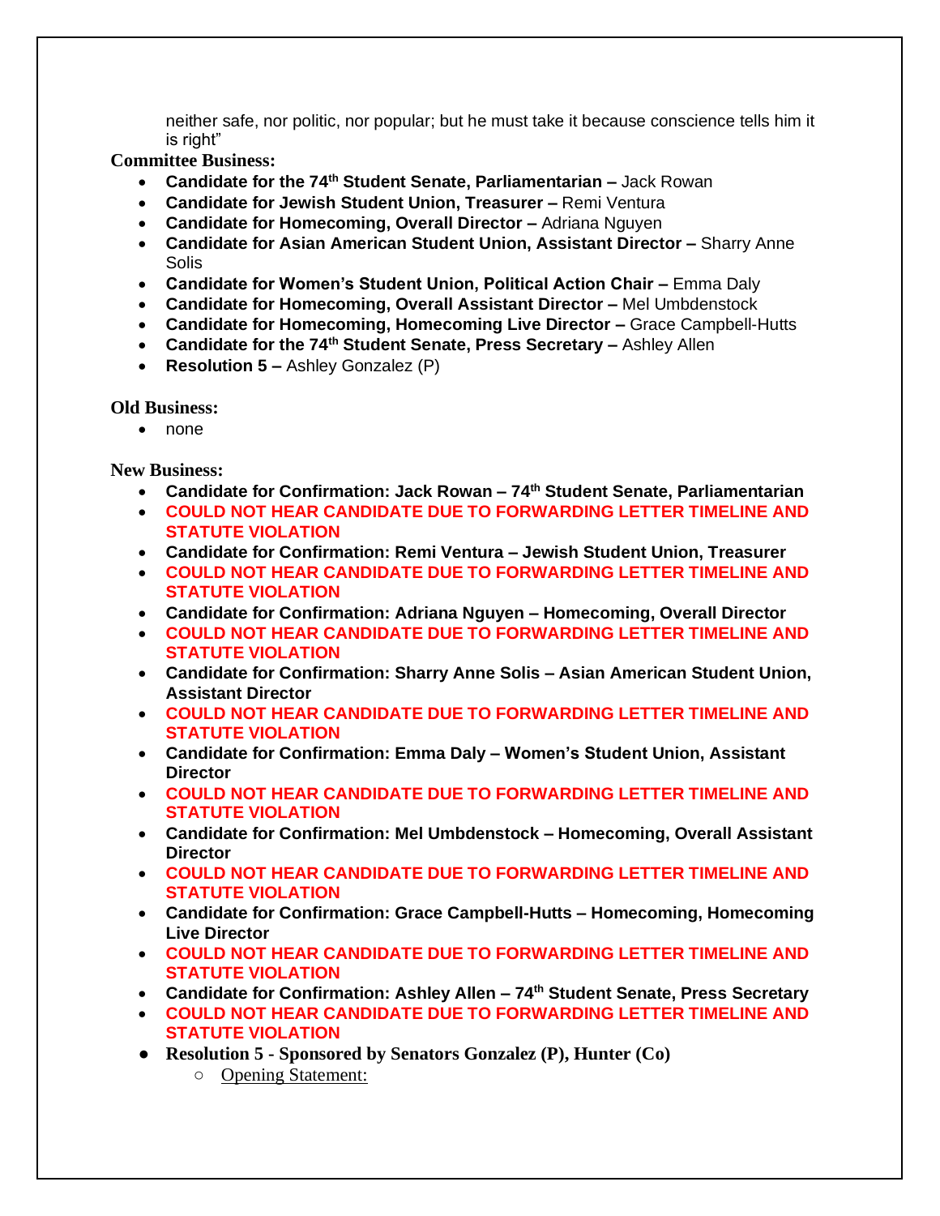neither safe, nor politic, nor popular; but he must take it because conscience tells him it is right"

**Committee Business:**

- **Candidate for the 74th Student Senate, Parliamentarian –** Jack Rowan
- **Candidate for Jewish Student Union, Treasurer –** Remi Ventura
- **Candidate for Homecoming, Overall Director –** Adriana Nguyen
- **Candidate for Asian American Student Union, Assistant Director –** Sharry Anne Solis
- **Candidate for Women's Student Union, Political Action Chair –** Emma Daly
- **Candidate for Homecoming, Overall Assistant Director –** Mel Umbdenstock
- **Candidate for Homecoming, Homecoming Live Director –** Grace Campbell-Hutts
- **Candidate for the 74th Student Senate, Press Secretary –** Ashley Allen
- **Resolution 5 –** Ashley Gonzalez (P)

**Old Business:**

- none

**New Business:**

- **Candidate for Confirmation: Jack Rowan – 74th Student Senate, Parliamentarian**
- **COULD NOT HEAR CANDIDATE DUE TO FORWARDING LETTER TIMELINE AND STATUTE VIOLATION**
- **Candidate for Confirmation: Remi Ventura – Jewish Student Union, Treasurer**
- **COULD NOT HEAR CANDIDATE DUE TO FORWARDING LETTER TIMELINE AND STATUTE VIOLATION**
- **Candidate for Confirmation: Adriana Nguyen – Homecoming, Overall Director**
- **COULD NOT HEAR CANDIDATE DUE TO FORWARDING LETTER TIMELINE AND STATUTE VIOLATION**
- **Candidate for Confirmation: Sharry Anne Solis – Asian American Student Union, Assistant Director**
- **COULD NOT HEAR CANDIDATE DUE TO FORWARDING LETTER TIMELINE AND STATUTE VIOLATION**
- **Candidate for Confirmation: Emma Daly – Women's Student Union, Assistant Director**
- **COULD NOT HEAR CANDIDATE DUE TO FORWARDING LETTER TIMELINE AND STATUTE VIOLATION**
- **Candidate for Confirmation: Mel Umbdenstock – Homecoming, Overall Assistant Director**
- **COULD NOT HEAR CANDIDATE DUE TO FORWARDING LETTER TIMELINE AND STATUTE VIOLATION**
- **Candidate for Confirmation: Grace Campbell-Hutts – Homecoming, Homecoming Live Director**
- **COULD NOT HEAR CANDIDATE DUE TO FORWARDING LETTER TIMELINE AND STATUTE VIOLATION**
- **Candidate for Confirmation: Ashley Allen – 74th Student Senate, Press Secretary**
- **COULD NOT HEAR CANDIDATE DUE TO FORWARDING LETTER TIMELINE AND STATUTE VIOLATION**
- **Resolution 5 - Sponsored by Senators Gonzalez (P), Hunter (Co)**
  - Opening Statement: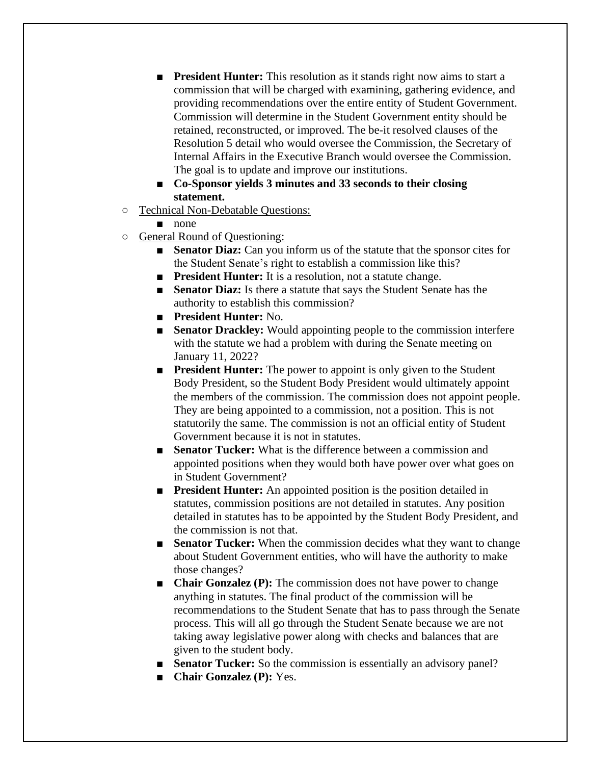- **President Hunter:** This resolution as it stands right now aims to start a commission that will be charged with examining, gathering evidence, and providing recommendations over the entire entity of Student Government. Commission will determine in the Student Government entity should be retained, reconstructed, or improved. The be-it resolved clauses of the Resolution 5 detail who would oversee the Commission, the Secretary of Internal Affairs in the Executive Branch would oversee the Commission. The goal is to update and improve our institutions.
- **Co-Sponsor yields 3 minutes and 33 seconds to their closing statement.**

- Technical Non-Debatable Questions:
  - none
- General Round of Questioning:
  - **Senator Diaz:** Can you inform us of the statute that the sponsor cites for the Student Senate's right to establish a commission like this?
  - **President Hunter:** It is a resolution, not a statute change.
  - **Senator Diaz:** Is there a statute that says the Student Senate has the authority to establish this commission?
  - **President Hunter:** No.
  - **Senator Drackley:** Would appointing people to the commission interfere with the statute we had a problem with during the Senate meeting on January 11, 2022?
  - **President Hunter:** The power to appoint is only given to the Student Body President, so the Student Body President would ultimately appoint the members of the commission. The commission does not appoint people. They are being appointed to a commission, not a position. This is not statutorily the same. The commission is not an official entity of Student Government because it is not in statutes.
  - **Senator Tucker:** What is the difference between a commission and appointed positions when they would both have power over what goes on in Student Government?
  - **President Hunter:** An appointed position is the position detailed in statutes, commission positions are not detailed in statutes. Any position detailed in statutes has to be appointed by the Student Body President, and the commission is not that.
  - **Senator Tucker:** When the commission decides what they want to change about Student Government entities, who will have the authority to make those changes?
  - **Chair Gonzalez (P):** The commission does not have power to change anything in statutes. The final product of the commission will be recommendations to the Student Senate that has to pass through the Senate process. This will all go through the Student Senate because we are not taking away legislative power along with checks and balances that are given to the student body.
  - **Senator Tucker:** So the commission is essentially an advisory panel?
  - **Chair Gonzalez (P):** Yes.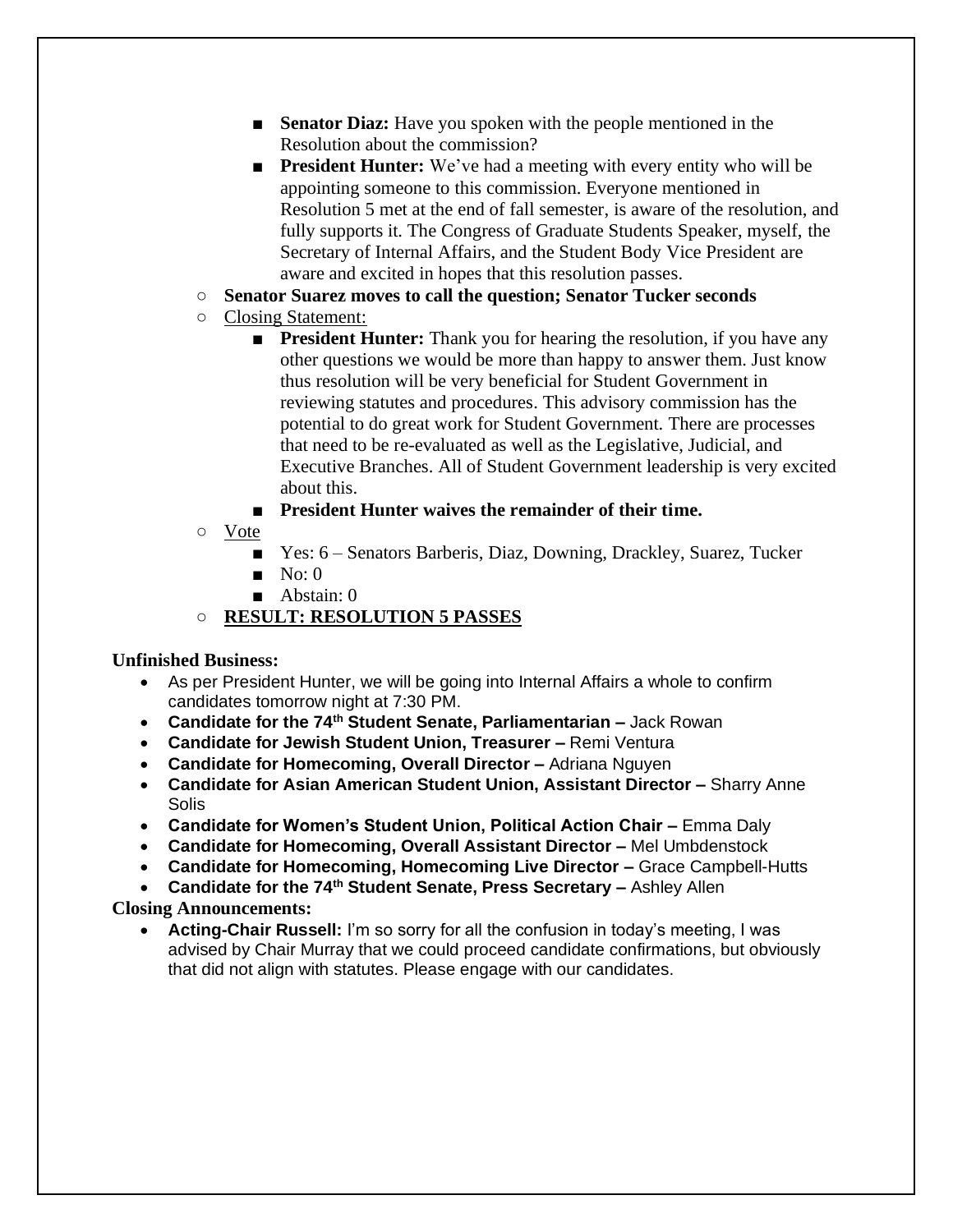- **Senator Diaz:** Have you spoken with the people mentioned in the Resolution about the commission?
    - **President Hunter:** We've had a meeting with every entity who will be appointing someone to this commission. Everyone mentioned in Resolution 5 met at the end of fall semester, is aware of the resolution, and fully supports it. The Congress of Graduate Students Speaker, myself, the Secretary of Internal Affairs, and the Student Body Vice President are aware and excited in hopes that this resolution passes.
- **Senator Suarez moves to call the question; Senator Tucker seconds**
- Closing Statement:
    - **President Hunter:** Thank you for hearing the resolution, if you have any other questions we would be more than happy to answer them. Just know thus resolution will be very beneficial for Student Government in reviewing statutes and procedures. This advisory commission has the potential to do great work for Student Government. There are processes that need to be re-evaluated as well as the Legislative, Judicial, and Executive Branches. All of Student Government leadership is very excited about this.
    - **President Hunter waives the remainder of their time.**
- Vote
    - Yes: 6 – Senators Barberis, Diaz, Downing, Drackley, Suarez, Tucker
    - No: 0
    - Abstain: 0
- **RESULT: RESOLUTION 5 PASSES**

**Unfinished Business:**

- As per President Hunter, we will be going into Internal Affairs a whole to confirm candidates tomorrow night at 7:30 PM.
- **Candidate for the 74th Student Senate, Parliamentarian –** Jack Rowan
- **Candidate for Jewish Student Union, Treasurer –** Remi Ventura
- **Candidate for Homecoming, Overall Director –** Adriana Nguyen
- **Candidate for Asian American Student Union, Assistant Director –** Sharry Anne Solis
- **Candidate for Women's Student Union, Political Action Chair –** Emma Daly
- **Candidate for Homecoming, Overall Assistant Director –** Mel Umbdenstock
- **Candidate for Homecoming, Homecoming Live Director –** Grace Campbell-Hutts
- **Candidate for the 74th Student Senate, Press Secretary –** Ashley Allen

**Closing Announcements:**

- **Acting-Chair Russell:** I'm so sorry for all the confusion in today's meeting, I was advised by Chair Murray that we could proceed candidate confirmations, but obviously that did not align with statutes. Please engage with our candidates.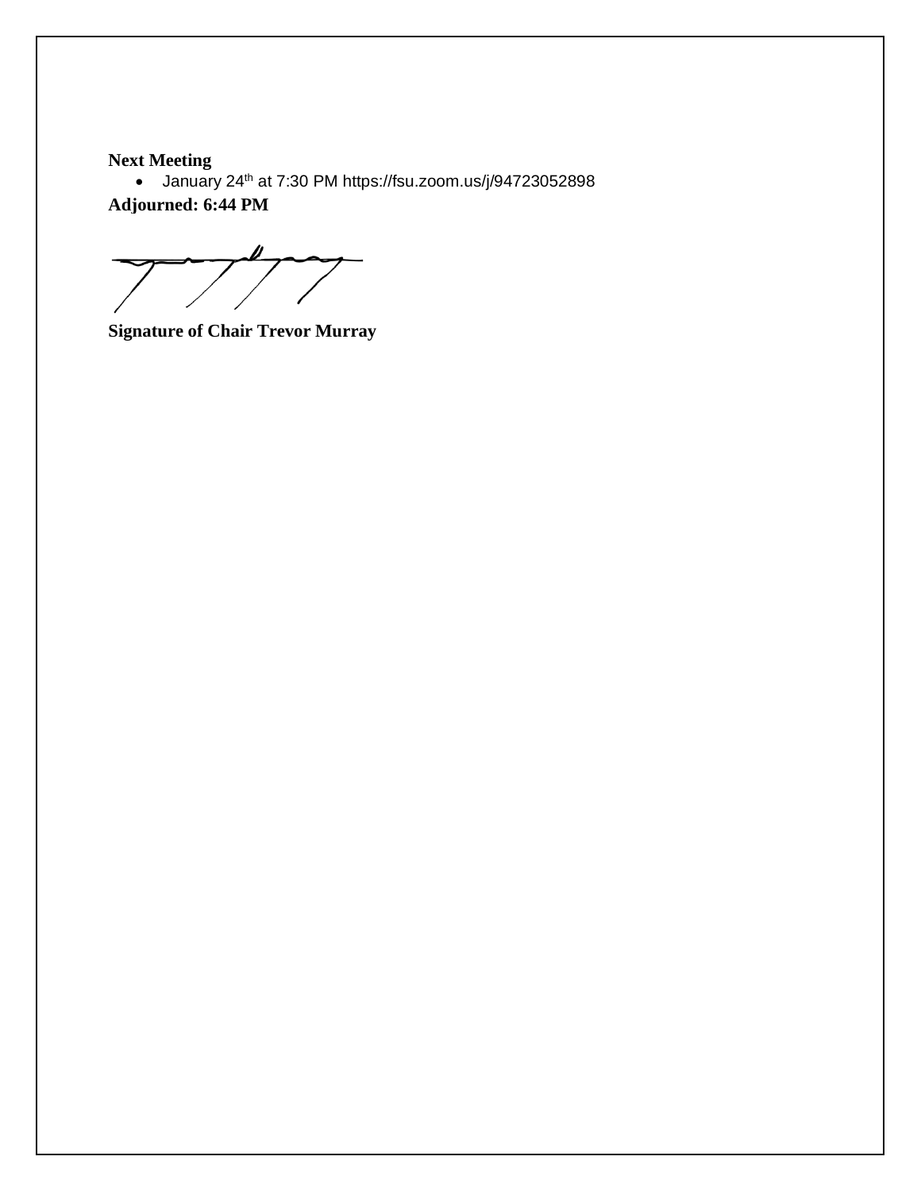**Next Meeting**

- January 24th at 7:30 PM https://fsu.zoom.us/j/94723052898

**Adjourned: 6:44 PM**

**Signature of Chair Trevor Murray**